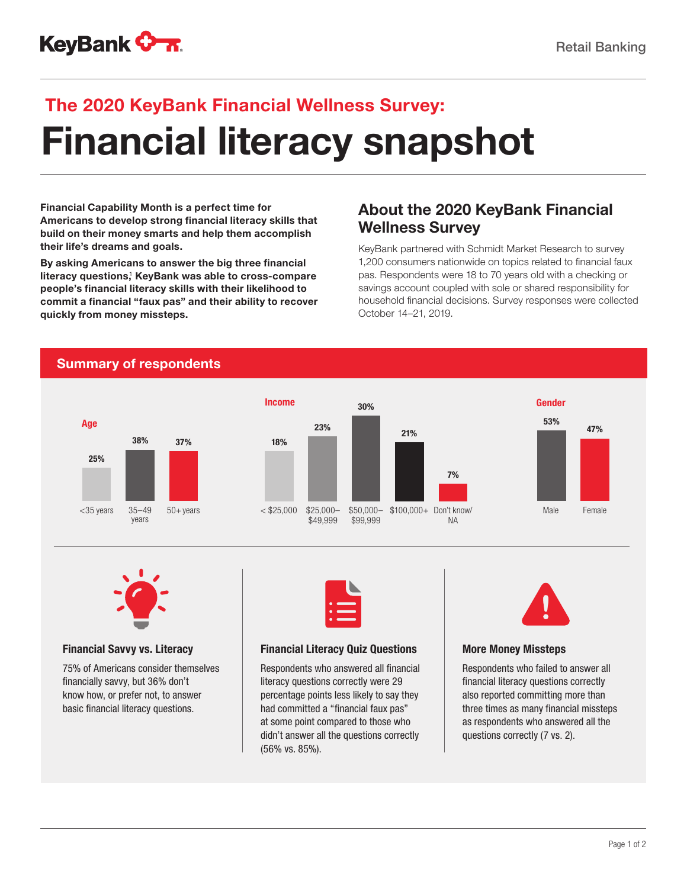KeyBank

Retail Banking

### The 2020 KeyBank Financial Wellness Survey:

# Financial literacy snapshot

**Financial Capability Month is a perfect time for Americans to develop strong financial literacy skills that build on their money smarts and help them accomplish their life's dreams and goals.**

**By asking Americans to answer the big three financial literacy questions,[1] KeyBank was able to cross-compare people's financial literacy skills with their likelihood to commit a financial "faux pas" and their ability to recover quickly from money missteps.**

## About the 2020 KeyBank Financial Wellness Survey

KeyBank partnered with Schmidt Market Research to survey 1,200 consumers nationwide on topics related to financial faux pas. Respondents were 18 to 70 years old with a checking or savings account coupled with sole or shared responsibility for household financial decisions. Survey responses were collected October 14–21, 2019.

## Summary of respondents

**Age**

| <35 years | 35–49 years | 50+ years |
|---|---|---|
| 25% | 38% | 37% |

**Income**

| < $25,000 | $25,000–$49,999 | $50,000–$99,999 | $100,000+ | Don't know/NA |
|---|---|---|---|---|
| 18% | 23% | 30% | 21% | 7% |

**Gender**

| Male | Female |
|---|---|
| 53% | 47% |

### Financial Savvy vs. Literacy

75% of Americans consider themselves financially savvy, but 36% don't know how, or prefer not, to answer basic financial literacy questions.

### Financial Literacy Quiz Questions

Respondents who answered all financial literacy questions correctly were 29 percentage points less likely to say they had committed a "financial faux pas" at some point compared to those who didn't answer all the questions correctly (56% vs. 85%).

### More Money Missteps

Respondents who failed to answer all financial literacy questions correctly also reported committing more than three times as many financial missteps as respondents who answered all the questions correctly (7 vs. 2).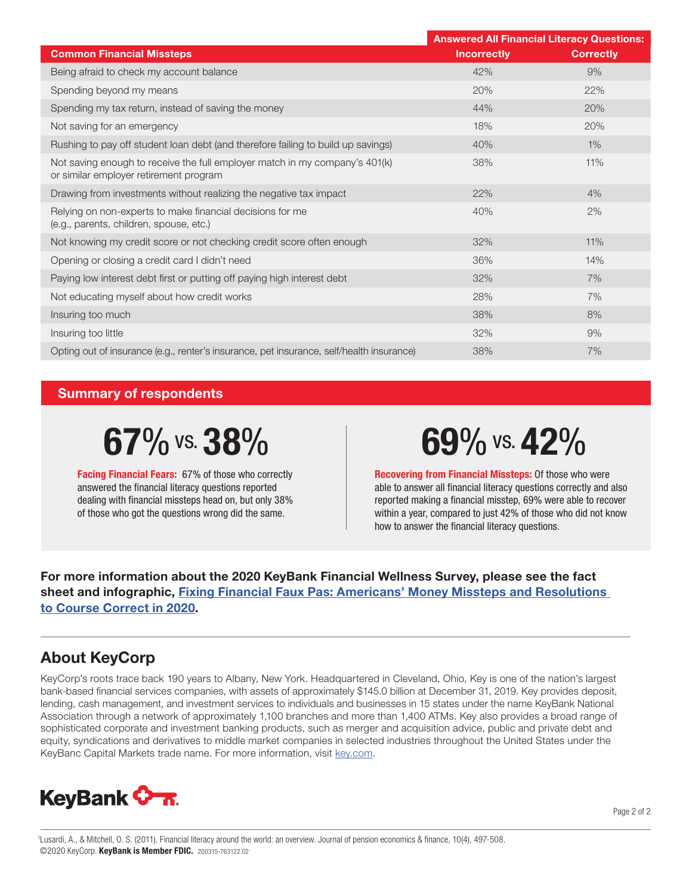| | Answered All Financial Literacy Questions: | |
|---|---|---|
| **Common Financial Missteps** | **Incorrectly** | **Correctly** |
| Being afraid to check my account balance | 42% | 9% |
| Spending beyond my means | 20% | 22% |
| Spending my tax return, instead of saving the money | 44% | 20% |
| Not saving for an emergency | 18% | 20% |
| Rushing to pay off student loan debt (and therefore failing to build up savings) | 40% | 1% |
| Not saving enough to receive the full employer match in my company's 401(k) or similar employer retirement program | 38% | 11% |
| Drawing from investments without realizing the negative tax impact | 22% | 4% |
| Relying on non-experts to make financial decisions for me (e.g., parents, children, spouse, etc.) | 40% | 2% |
| Not knowing my credit score or not checking credit score often enough | 32% | 11% |
| Opening or closing a credit card I didn't need | 36% | 14% |
| Paying low interest debt first or putting off paying high interest debt | 32% | 7% |
| Not educating myself about how credit works | 28% | 7% |
| Insuring too much | 38% | 8% |
| Insuring too little | 32% | 9% |
| Opting out of insurance (e.g., renter's insurance, pet insurance, self/health insurance) | 38% | 7% |

## Summary of respondents

**67% vs. 38%**

**Facing Financial Fears:** 67% of those who correctly answered the financial literacy questions reported dealing with financial missteps head on, but only 38% of those who got the questions wrong did the same.

**69% vs. 42%**

**Recovering from Financial Missteps:** Of those who were able to answer all financial literacy questions correctly and also reported making a financial misstep, 69% were able to recover within a year, compared to just 42% of those who did not know how to answer the financial literacy questions.

**For more information about the 2020 KeyBank Financial Wellness Survey, please see the fact sheet and infographic, Fixing Financial Faux Pas: Americans' Money Missteps and Resolutions to Course Correct in 2020.**

## About KeyCorp

KeyCorp's roots trace back 190 years to Albany, New York. Headquartered in Cleveland, Ohio, Key is one of the nation's largest bank-based financial services companies, with assets of approximately $145.0 billion at December 31, 2019. Key provides deposit, lending, cash management, and investment services to individuals and businesses in 15 states under the name KeyBank National Association through a network of approximately 1,100 branches and more than 1,400 ATMs. Key also provides a broad range of sophisticated corporate and investment banking products, such as merger and acquisition advice, public and private debt and equity, syndications and derivatives to middle market companies in selected industries throughout the United States under the KeyBanc Capital Markets trade name. For more information, visit key.com.

KeyBank

[1]Lusardi, A., & Mitchell, O. S. (2011). Financial literacy around the world: an overview. Journal of pension economics & finance, 10(4), 497-508.

©2020 KeyCorp. **KeyBank is Member FDIC.** 200315-763122.02